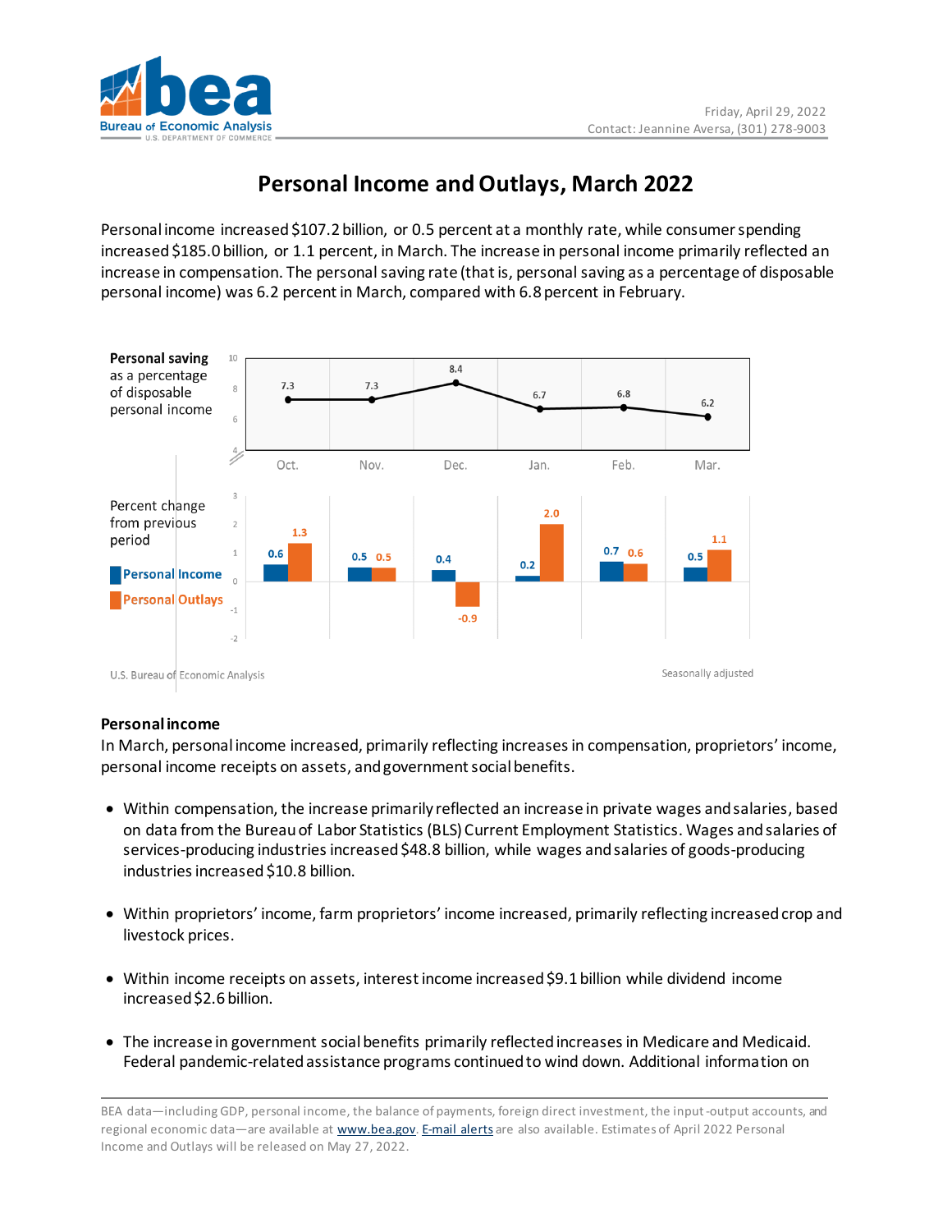Friday, April 29, 2022
Contact: Jeannine Aversa, (301) 278-9003

# Personal Income and Outlays, March 2022

Personal income increased $107.2 billion, or 0.5 percent at a monthly rate, while consumer spending increased $185.0 billion, or 1.1 percent, in March. The increase in personal income primarily reflected an increase in compensation. The personal saving rate (that is, personal saving as a percentage of disposable personal income) was 6.2 percent in March, compared with 6.8 percent in February.

**Personal saving** as a percentage of disposable personal income

| | Oct. | Nov. | Dec. | Jan. | Feb. | Mar. |
|---|---|---|---|---|---|---|
| Personal saving rate | 7.3 | 7.3 | 8.4 | 6.7 | 6.8 | 6.2 |

Percent change from previous period

| | Oct. | Nov. | Dec. | Jan. | Feb. | Mar. |
|---|---|---|---|---|---|---|
| Personal Income | 0.6 | 0.5 | 0.4 | 0.2 | 0.7 | 0.5 |
| Personal Outlays | 1.3 | 0.5 | -0.9 | 2.0 | 0.6 | 1.1 |

U.S. Bureau of Economic Analysis — Seasonally adjusted

## Personal income

In March, personal income increased, primarily reflecting increases in compensation, proprietors' income, personal income receipts on assets, and government social benefits.

- Within compensation, the increase primarily reflected an increase in private wages and salaries, based on data from the Bureau of Labor Statistics (BLS) Current Employment Statistics. Wages and salaries of services-producing industries increased $48.8 billion, while wages and salaries of goods-producing industries increased $10.8 billion.

- Within proprietors' income, farm proprietors' income increased, primarily reflecting increased crop and livestock prices.

- Within income receipts on assets, interest income increased $9.1 billion while dividend income increased $2.6 billion.

- The increase in government social benefits primarily reflected increases in Medicare and Medicaid. Federal pandemic-related assistance programs continued to wind down. Additional information on

BEA data—including GDP, personal income, the balance of payments, foreign direct investment, the input-output accounts, and regional economic data—are available at www.bea.gov. E-mail alerts are also available. Estimates of April 2022 Personal Income and Outlays will be released on May 27, 2022.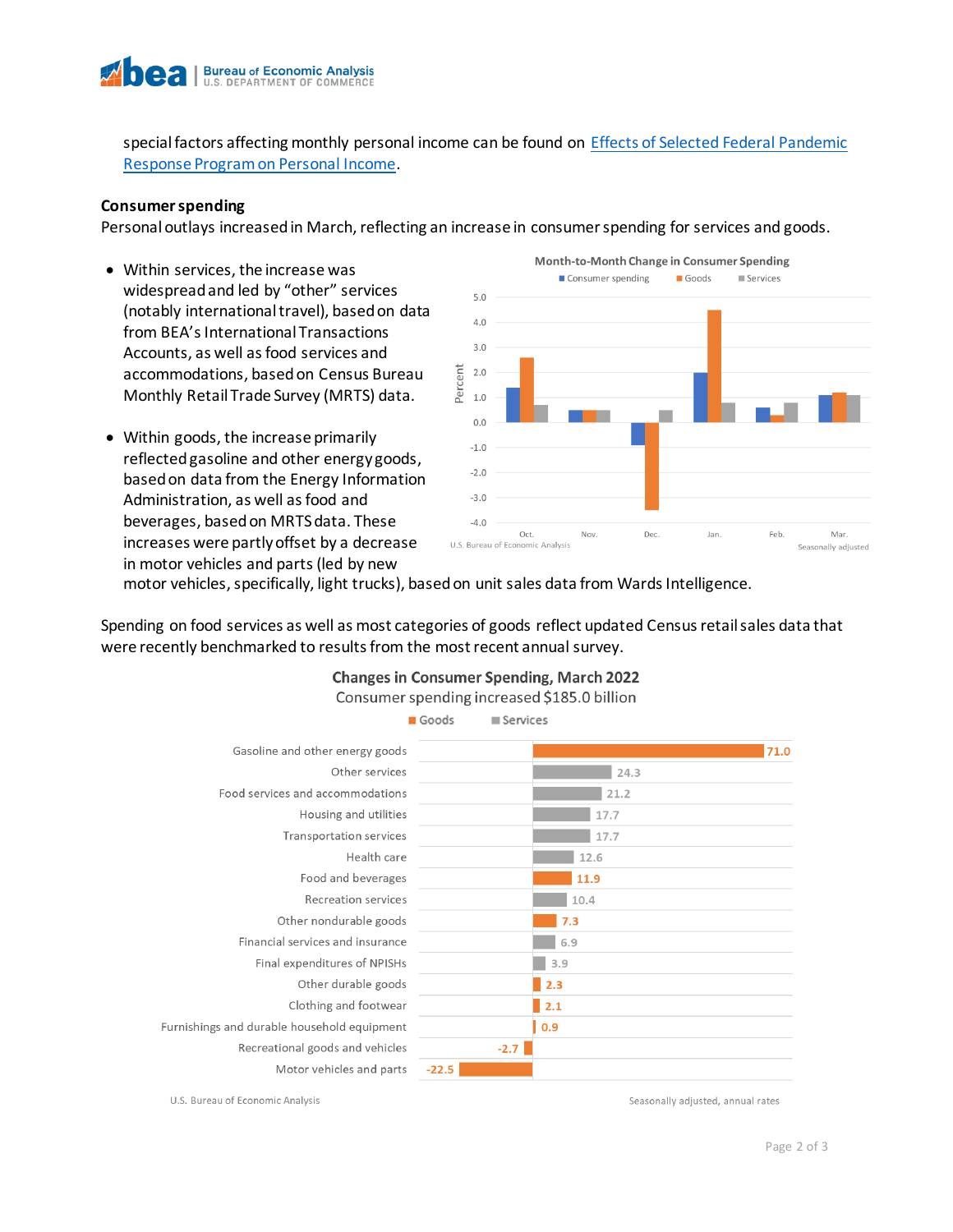special factors affecting monthly personal income can be found on [Effects of Selected Federal Pandemic Response Program on Personal Income](#).

**Consumer spending**

Personal outlays increased in March, reflecting an increase in consumer spending for services and goods.

- Within services, the increase was widespread and led by "other" services (notably international travel), based on data from BEA's International Transactions Accounts, as well as food services and accommodations, based on Census Bureau Monthly Retail Trade Survey (MRTS) data.
- Within goods, the increase primarily reflected gasoline and other energy goods, based on data from the Energy Information Administration, as well as food and beverages, based on MRTS data. These increases were partly offset by a decrease in motor vehicles and parts (led by new motor vehicles, specifically, light trucks), based on unit sales data from Wards Intelligence.

**Month-to-Month Change in Consumer Spending**

Consumer spending / Goods / Services

Percent

U.S. Bureau of Economic Analysis — Seasonally adjusted

Spending on food services as well as most categories of goods reflect updated Census retail sales data that were recently benchmarked to results from the most recent annual survey.

**Changes in Consumer Spending, March 2022**

Consumer spending increased $185.0 billion

| Category | Type | Change |
|---|---|---|
| Gasoline and other energy goods | Goods | 71.0 |
| Other services | Services | 24.3 |
| Food services and accommodations | Services | 21.2 |
| Housing and utilities | Services | 17.7 |
| Transportation services | Services | 17.7 |
| Health care | Services | 12.6 |
| Food and beverages | Goods | 11.9 |
| Recreation services | Services | 10.4 |
| Other nondurable goods | Goods | 7.3 |
| Financial services and insurance | Services | 6.9 |
| Final expenditures of NPISHs | Services | 3.9 |
| Other durable goods | Goods | 2.3 |
| Clothing and footwear | Goods | 2.1 |
| Furnishings and durable household equipment | Goods | 0.9 |
| Recreational goods and vehicles | Goods | -2.7 |
| Motor vehicles and parts | Goods | -22.5 |

U.S. Bureau of Economic Analysis — Seasonally adjusted, annual rates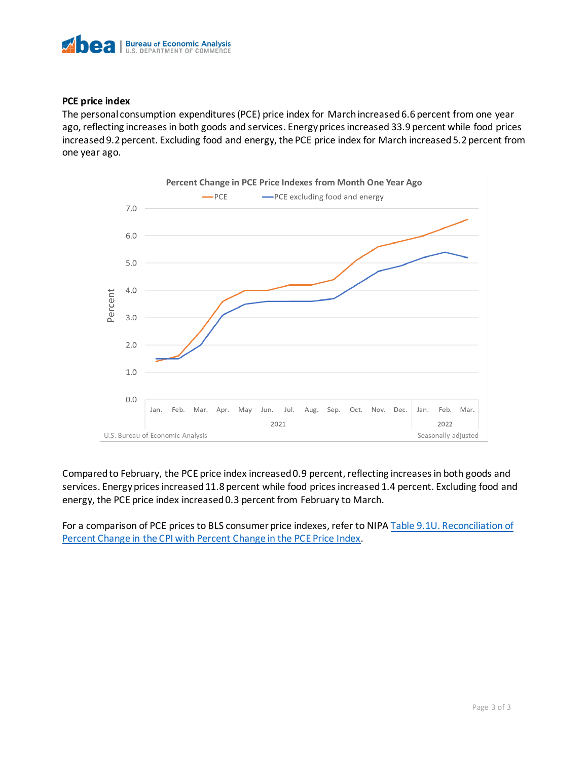**PCE price index**

The personal consumption expenditures (PCE) price index for March increased 6.6 percent from one year ago, reflecting increases in both goods and services. Energy prices increased 33.9 percent while food prices increased 9.2 percent. Excluding food and energy, the PCE price index for March increased 5.2 percent from one year ago.

Percent Change in PCE Price Indexes from Month One Year Ago

PCE

PCE excluding food and energy

Percent

7.0

6.0

5.0

4.0

3.0

2.0

1.0

0.0

Jan. Feb. Mar. Apr. May Jun. Jul. Aug. Sep. Oct. Nov. Dec. Jan. Feb. Mar.

2021

2022

U.S. Bureau of Economic Analysis

Seasonally adjusted

Compared to February, the PCE price index increased 0.9 percent, reflecting increases in both goods and services. Energy prices increased 11.8 percent while food prices increased 1.4 percent. Excluding food and energy, the PCE price index increased 0.3 percent from February to March.

For a comparison of PCE prices to BLS consumer price indexes, refer to NIPA [Table 9.1U. Reconciliation of Percent Change in the CPI with Percent Change in the PCE Price Index].